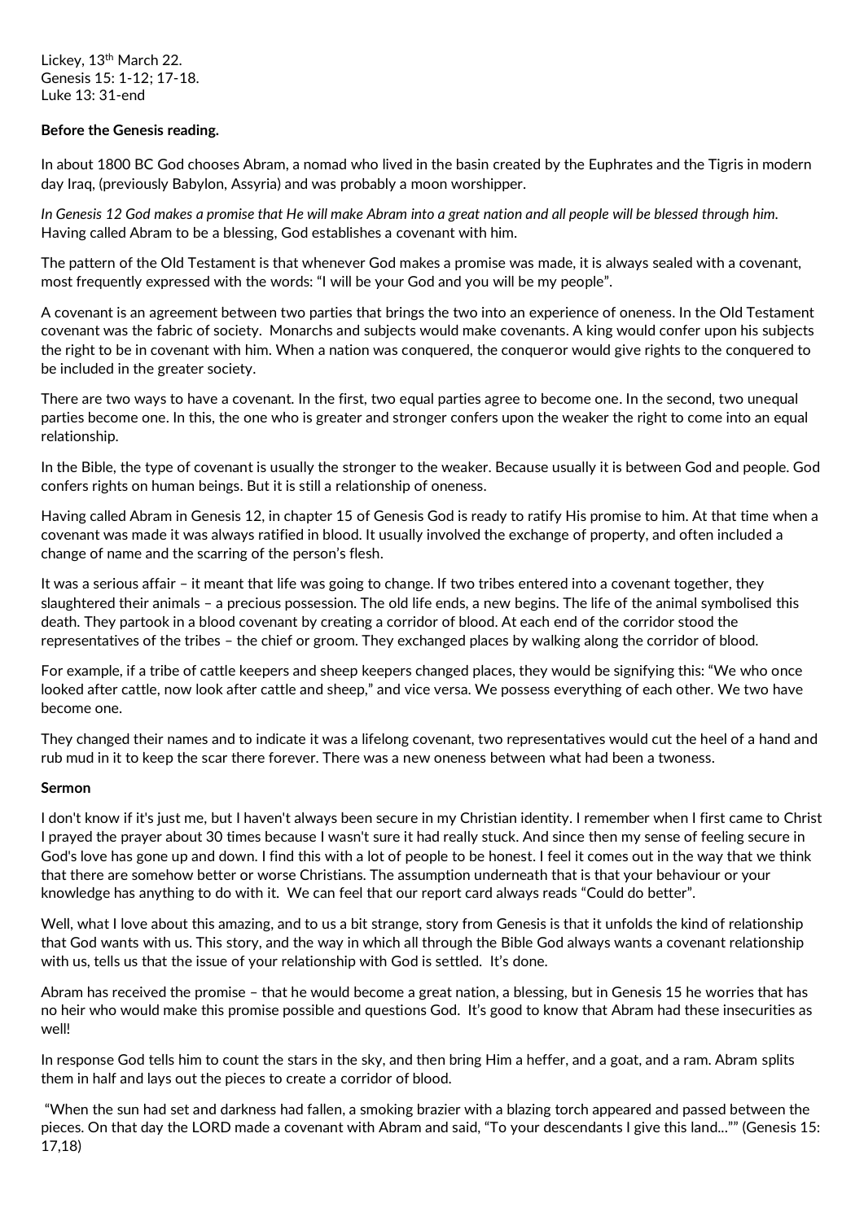Lickey, 13th March 22.
Genesis 15: 1-12; 17-18.
Luke 13: 31-end

**Before the Genesis reading.**

In about 1800 BC God chooses Abram, a nomad who lived in the basin created by the Euphrates and the Tigris in modern day Iraq, (previously Babylon, Assyria) and was probably a moon worshipper.

*In Genesis 12 God makes a promise that He will make Abram into a great nation and all people will be blessed through him.* Having called Abram to be a blessing, God establishes a covenant with him.

The pattern of the Old Testament is that whenever God makes a promise was made, it is always sealed with a covenant, most frequently expressed with the words: "I will be your God and you will be my people".

A covenant is an agreement between two parties that brings the two into an experience of oneness. In the Old Testament covenant was the fabric of society. Monarchs and subjects would make covenants. A king would confer upon his subjects the right to be in covenant with him. When a nation was conquered, the conqueror would give rights to the conquered to be included in the greater society.

There are two ways to have a covenant. In the first, two equal parties agree to become one. In the second, two unequal parties become one. In this, the one who is greater and stronger confers upon the weaker the right to come into an equal relationship.

In the Bible, the type of covenant is usually the stronger to the weaker. Because usually it is between God and people. God confers rights on human beings. But it is still a relationship of oneness.

Having called Abram in Genesis 12, in chapter 15 of Genesis God is ready to ratify His promise to him. At that time when a covenant was made it was always ratified in blood. It usually involved the exchange of property, and often included a change of name and the scarring of the person's flesh.

It was a serious affair – it meant that life was going to change. If two tribes entered into a covenant together, they slaughtered their animals – a precious possession. The old life ends, a new begins. The life of the animal symbolised this death. They partook in a blood covenant by creating a corridor of blood. At each end of the corridor stood the representatives of the tribes – the chief or groom. They exchanged places by walking along the corridor of blood.

For example, if a tribe of cattle keepers and sheep keepers changed places, they would be signifying this: "We who once looked after cattle, now look after cattle and sheep," and vice versa. We possess everything of each other. We two have become one.

They changed their names and to indicate it was a lifelong covenant, two representatives would cut the heel of a hand and rub mud in it to keep the scar there forever. There was a new oneness between what had been a twoness.

**Sermon**

I don't know if it's just me, but I haven't always been secure in my Christian identity. I remember when I first came to Christ I prayed the prayer about 30 times because I wasn't sure it had really stuck. And since then my sense of feeling secure in God's love has gone up and down. I find this with a lot of people to be honest. I feel it comes out in the way that we think that there are somehow better or worse Christians. The assumption underneath that is that your behaviour or your knowledge has anything to do with it. We can feel that our report card always reads "Could do better".

Well, what I love about this amazing, and to us a bit strange, story from Genesis is that it unfolds the kind of relationship that God wants with us. This story, and the way in which all through the Bible God always wants a covenant relationship with us, tells us that the issue of your relationship with God is settled. It's done.

Abram has received the promise – that he would become a great nation, a blessing, but in Genesis 15 he worries that has no heir who would make this promise possible and questions God. It's good to know that Abram had these insecurities as well!

In response God tells him to count the stars in the sky, and then bring Him a heffer, and a goat, and a ram. Abram splits them in half and lays out the pieces to create a corridor of blood.

"When the sun had set and darkness had fallen, a smoking brazier with a blazing torch appeared and passed between the pieces. On that day the LORD made a covenant with Abram and said, "To your descendants I give this land..."" (Genesis 15: 17,18)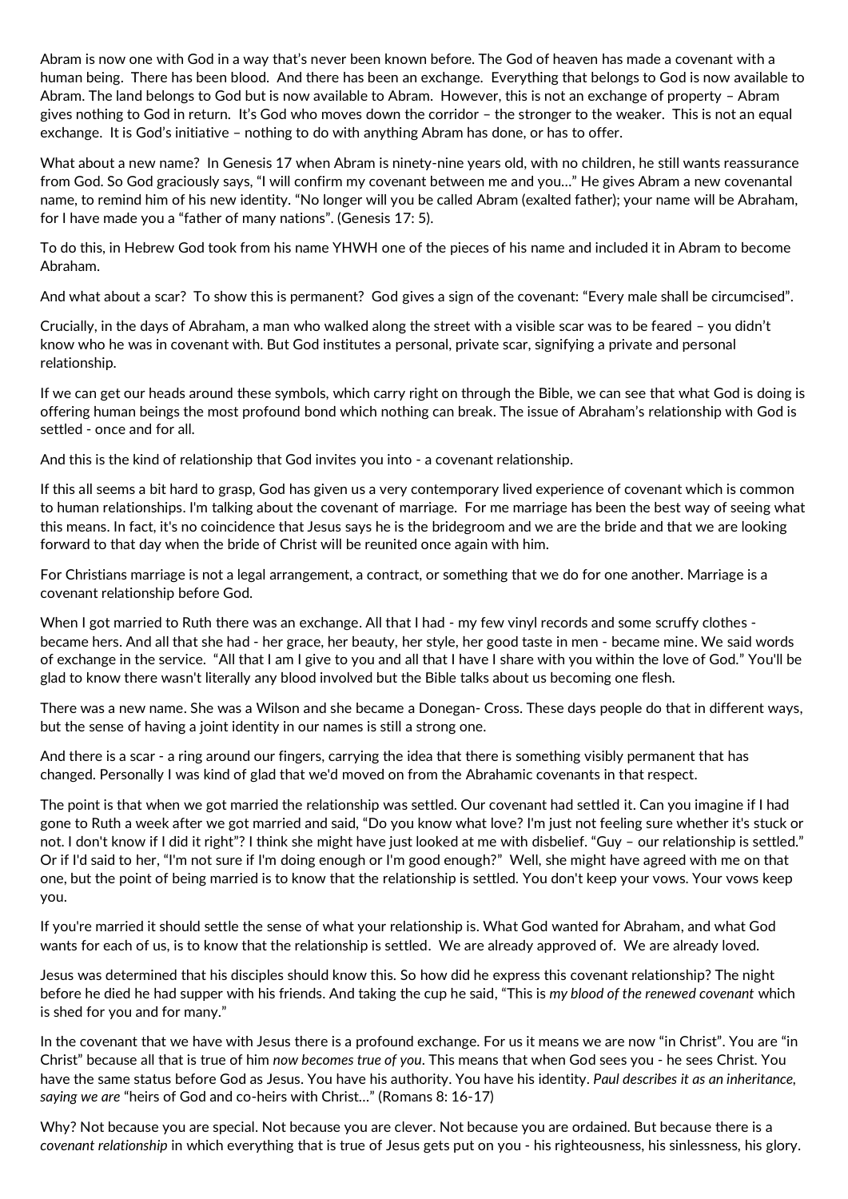Abram is now one with God in a way that's never been known before. The God of heaven has made a covenant with a human being. There has been blood. And there has been an exchange. Everything that belongs to God is now available to Abram. The land belongs to God but is now available to Abram. However, this is not an exchange of property – Abram gives nothing to God in return. It's God who moves down the corridor – the stronger to the weaker. This is not an equal exchange. It is God's initiative – nothing to do with anything Abram has done, or has to offer.

What about a new name? In Genesis 17 when Abram is ninety-nine years old, with no children, he still wants reassurance from God. So God graciously says, "I will confirm my covenant between me and you..." He gives Abram a new covenantal name, to remind him of his new identity. "No longer will you be called Abram (exalted father); your name will be Abraham, for I have made you a "father of many nations". (Genesis 17: 5).

To do this, in Hebrew God took from his name YHWH one of the pieces of his name and included it in Abram to become Abraham.

And what about a scar? To show this is permanent? God gives a sign of the covenant: "Every male shall be circumcised".

Crucially, in the days of Abraham, a man who walked along the street with a visible scar was to be feared – you didn't know who he was in covenant with. But God institutes a personal, private scar, signifying a private and personal relationship.

If we can get our heads around these symbols, which carry right on through the Bible, we can see that what God is doing is offering human beings the most profound bond which nothing can break. The issue of Abraham's relationship with God is settled - once and for all.

And this is the kind of relationship that God invites you into - a covenant relationship.

If this all seems a bit hard to grasp, God has given us a very contemporary lived experience of covenant which is common to human relationships. I'm talking about the covenant of marriage. For me marriage has been the best way of seeing what this means. In fact, it's no coincidence that Jesus says he is the bridegroom and we are the bride and that we are looking forward to that day when the bride of Christ will be reunited once again with him.

For Christians marriage is not a legal arrangement, a contract, or something that we do for one another. Marriage is a covenant relationship before God.

When I got married to Ruth there was an exchange. All that I had - my few vinyl records and some scruffy clothes - became hers. And all that she had - her grace, her beauty, her style, her good taste in men - became mine. We said words of exchange in the service. "All that I am I give to you and all that I have I share with you within the love of God." You'll be glad to know there wasn't literally any blood involved but the Bible talks about us becoming one flesh.

There was a new name. She was a Wilson and she became a Donegan- Cross. These days people do that in different ways, but the sense of having a joint identity in our names is still a strong one.

And there is a scar - a ring around our fingers, carrying the idea that there is something visibly permanent that has changed. Personally I was kind of glad that we'd moved on from the Abrahamic covenants in that respect.

The point is that when we got married the relationship was settled. Our covenant had settled it. Can you imagine if I had gone to Ruth a week after we got married and said, "Do you know what love? I'm just not feeling sure whether it's stuck or not. I don't know if I did it right"? I think she might have just looked at me with disbelief. "Guy – our relationship is settled." Or if I'd said to her, "I'm not sure if I'm doing enough or I'm good enough?" Well, she might have agreed with me on that one, but the point of being married is to know that the relationship is settled. You don't keep your vows. Your vows keep you.

If you're married it should settle the sense of what your relationship is. What God wanted for Abraham, and what God wants for each of us, is to know that the relationship is settled. We are already approved of. We are already loved.

Jesus was determined that his disciples should know this. So how did he express this covenant relationship? The night before he died he had supper with his friends. And taking the cup he said, "This is *my blood of the renewed covenant* which is shed for you and for many."

In the covenant that we have with Jesus there is a profound exchange. For us it means we are now "in Christ". You are "in Christ" because all that is true of him *now becomes true of you*. This means that when God sees you - he sees Christ. You have the same status before God as Jesus. You have his authority. You have his identity. *Paul describes it as an inheritance, saying we are* "heirs of God and co-heirs with Christ..." (Romans 8: 16-17)

Why? Not because you are special. Not because you are clever. Not because you are ordained. But because there is a *covenant relationship* in which everything that is true of Jesus gets put on you - his righteousness, his sinlessness, his glory.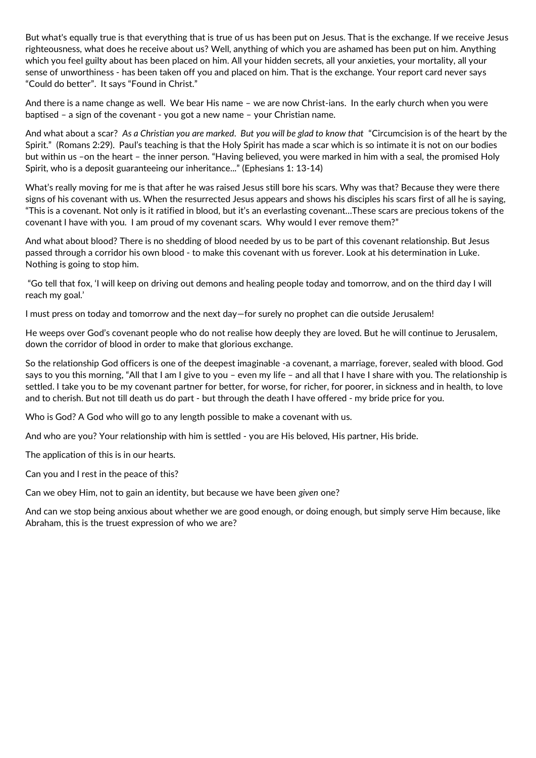But what's equally true is that everything that is true of us has been put on Jesus. That is the exchange. If we receive Jesus righteousness, what does he receive about us? Well, anything of which you are ashamed has been put on him. Anything which you feel guilty about has been placed on him. All your hidden secrets, all your anxieties, your mortality, all your sense of unworthiness - has been taken off you and placed on him. That is the exchange. Your report card never says "Could do better". It says "Found in Christ."

And there is a name change as well. We bear His name – we are now Christ-ians. In the early church when you were baptised – a sign of the covenant - you got a new name – your Christian name.

And what about a scar? *As a Christian you are marked. But you will be glad to know that* "Circumcision is of the heart by the Spirit." (Romans 2:29). Paul's teaching is that the Holy Spirit has made a scar which is so intimate it is not on our bodies but within us –on the heart – the inner person. "Having believed, you were marked in him with a seal, the promised Holy Spirit, who is a deposit guaranteeing our inheritance..." (Ephesians 1: 13-14)

What's really moving for me is that after he was raised Jesus still bore his scars. Why was that? Because they were there signs of his covenant with us. When the resurrected Jesus appears and shows his disciples his scars first of all he is saying, "This is a covenant. Not only is it ratified in blood, but it's an everlasting covenant…These scars are precious tokens of the covenant I have with you. I am proud of my covenant scars. Why would I ever remove them?"

And what about blood? There is no shedding of blood needed by us to be part of this covenant relationship. But Jesus passed through a corridor his own blood - to make this covenant with us forever. Look at his determination in Luke. Nothing is going to stop him.

"Go tell that fox, 'I will keep on driving out demons and healing people today and tomorrow, and on the third day I will reach my goal.'

I must press on today and tomorrow and the next day—for surely no prophet can die outside Jerusalem!

He weeps over God's covenant people who do not realise how deeply they are loved. But he will continue to Jerusalem, down the corridor of blood in order to make that glorious exchange.

So the relationship God officers is one of the deepest imaginable -a covenant, a marriage, forever, sealed with blood. God says to you this morning, "All that I am I give to you – even my life – and all that I have I share with you. The relationship is settled. I take you to be my covenant partner for better, for worse, for richer, for poorer, in sickness and in health, to love and to cherish. But not till death us do part - but through the death I have offered - my bride price for you.

Who is God? A God who will go to any length possible to make a covenant with us.

And who are you? Your relationship with him is settled - you are His beloved, His partner, His bride.

The application of this is in our hearts.

Can you and I rest in the peace of this?

Can we obey Him, not to gain an identity, but because we have been *given* one?

And can we stop being anxious about whether we are good enough, or doing enough, but simply serve Him because, like Abraham, this is the truest expression of who we are?